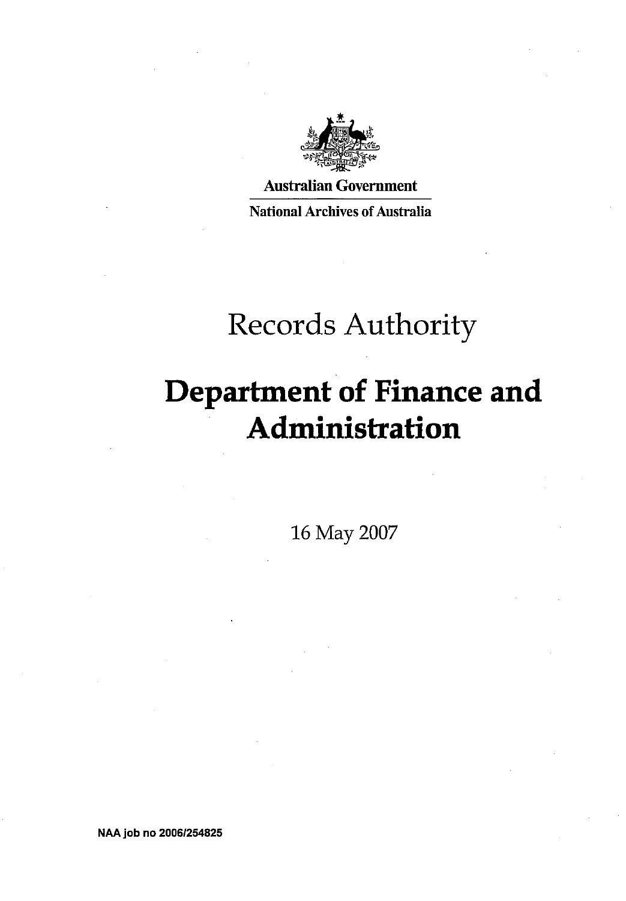Australian Government

National Archives of Australia

# Records Authority

# Department of Finance and Administration

16 May 2007

NAA job no 2006/254825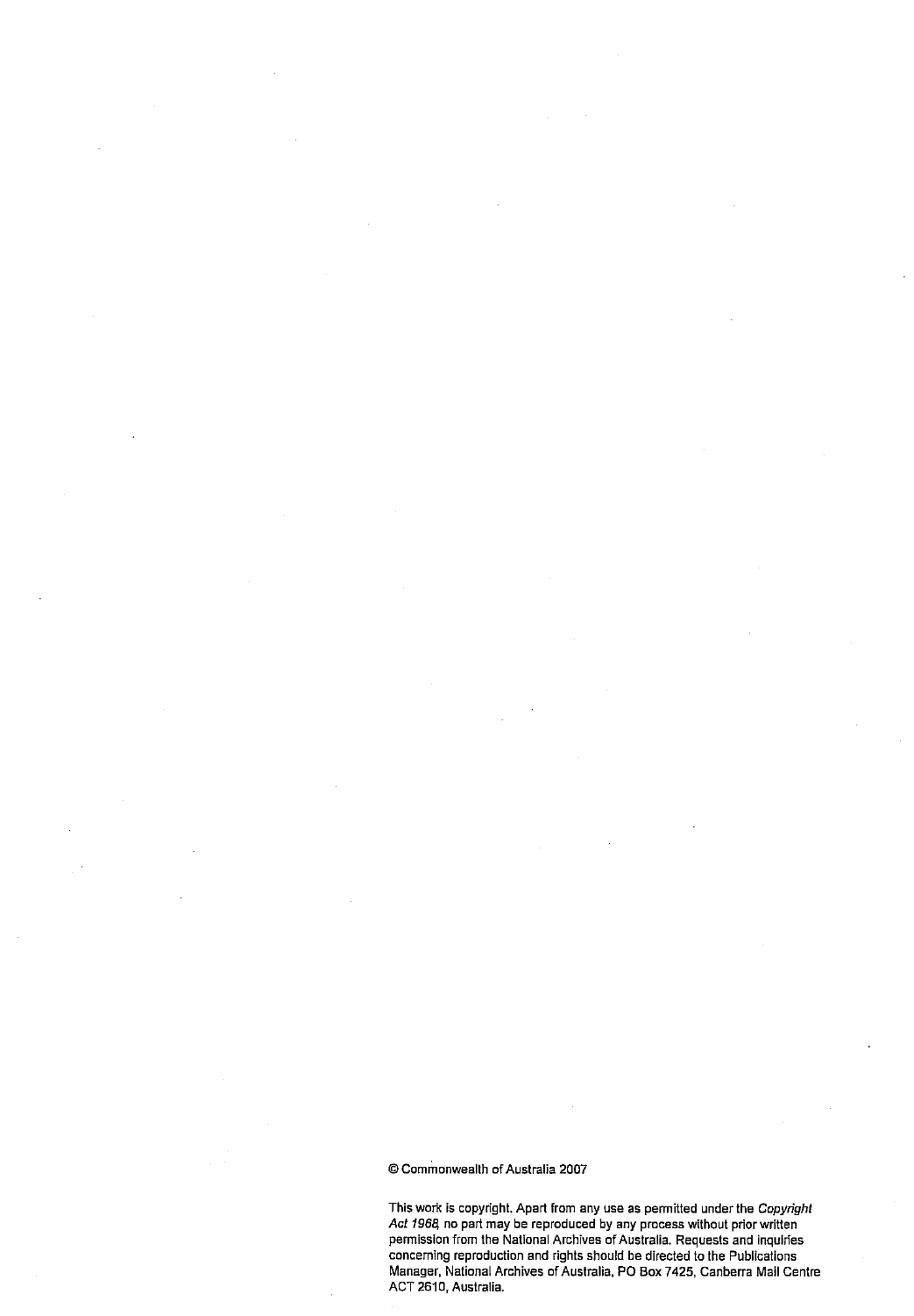© Commonwealth of Australia 2007

This work is copyright. Apart from any use as permitted under the *Copyright Act 1968*, no part may be reproduced by any process without prior written permission from the National Archives of Australia. Requests and inquiries concerning reproduction and rights should be directed to the Publications Manager, National Archives of Australia, PO Box 7425, Canberra Mail Centre ACT 2610, Australia.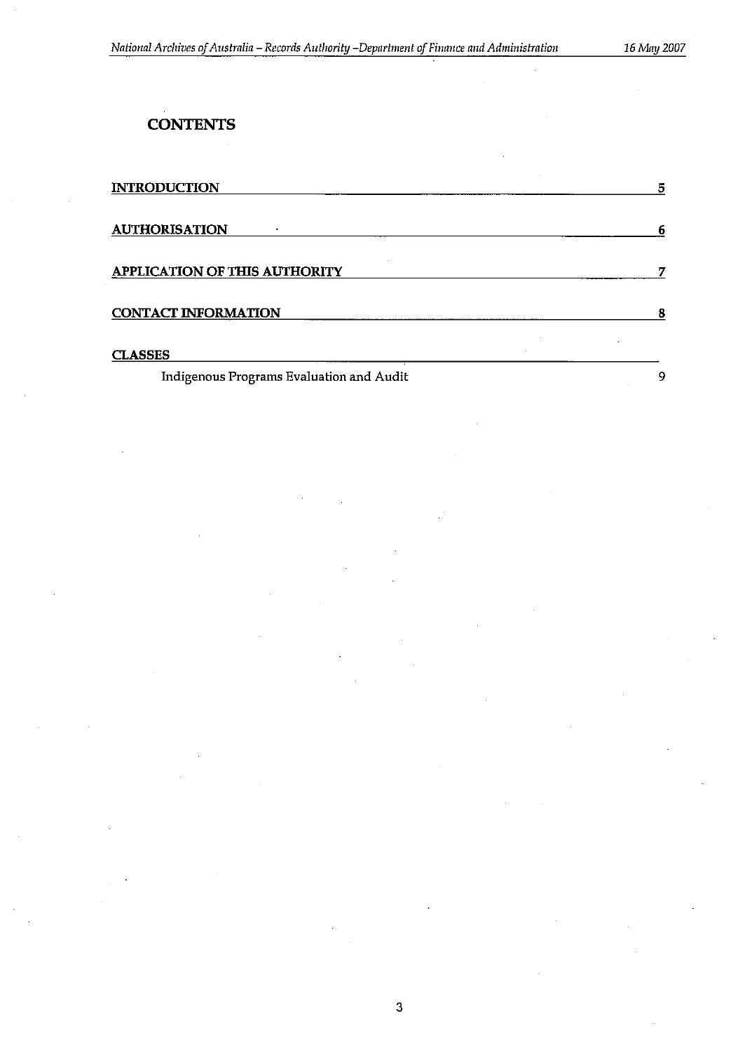# CONTENTS

| | |
|---|---|
| INTRODUCTION | 5 |
| AUTHORISATION | 6 |
| APPLICATION OF THIS AUTHORITY | 7 |
| CONTACT INFORMATION | 8 |
| CLASSES | |
| Indigenous Programs Evaluation and Audit | 9 |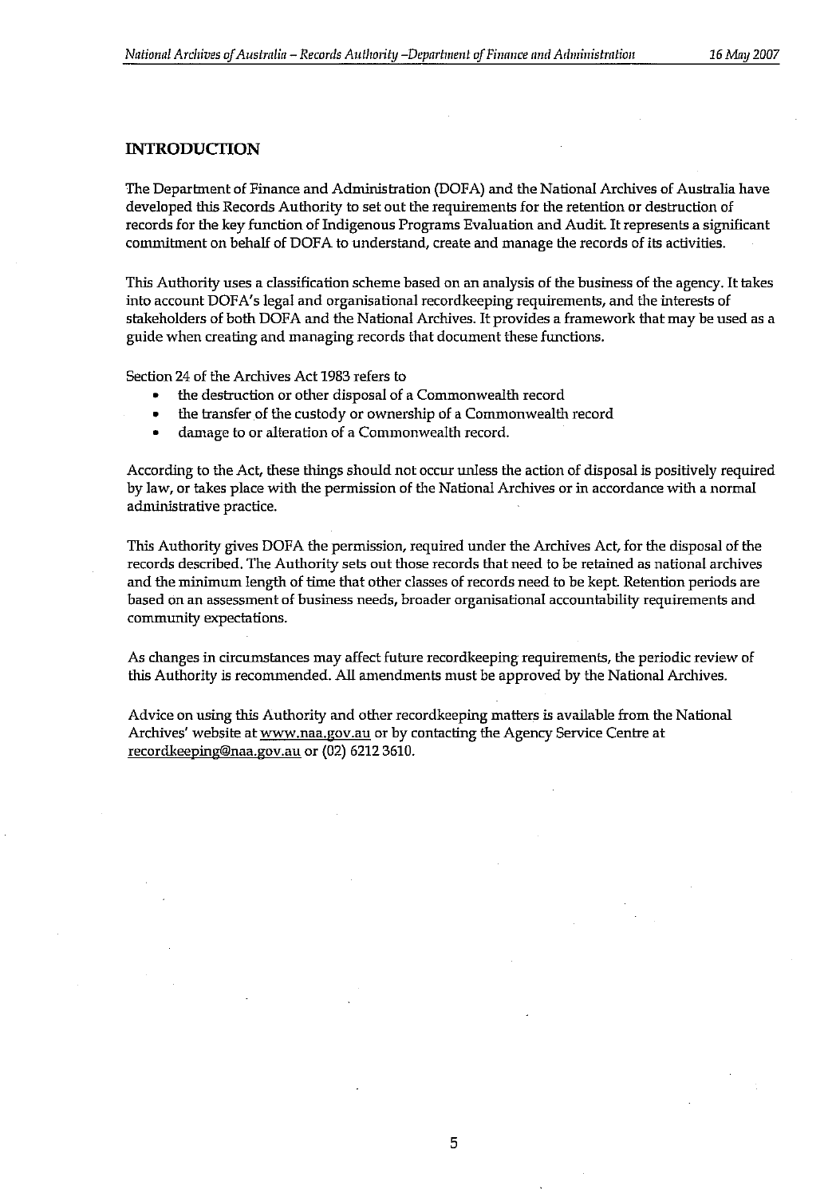## INTRODUCTION

The Department of Finance and Administration (DOFA) and the National Archives of Australia have developed this Records Authority to set out the requirements for the retention or destruction of records for the key function of Indigenous Programs Evaluation and Audit. It represents a significant commitment on behalf of DOFA to understand, create and manage the records of its activities.

This Authority uses a classification scheme based on an analysis of the business of the agency. It takes into account DOFA's legal and organisational recordkeeping requirements, and the interests of stakeholders of both DOFA and the National Archives. It provides a framework that may be used as a guide when creating and managing records that document these functions.

Section 24 of the Archives Act 1983 refers to

- the destruction or other disposal of a Commonwealth record
- the transfer of the custody or ownership of a Commonwealth record
- damage to or alteration of a Commonwealth record.

According to the Act, these things should not occur unless the action of disposal is positively required by law, or takes place with the permission of the National Archives or in accordance with a normal administrative practice.

This Authority gives DOFA the permission, required under the Archives Act, for the disposal of the records described. The Authority sets out those records that need to be retained as national archives and the minimum length of time that other classes of records need to be kept. Retention periods are based on an assessment of business needs, broader organisational accountability requirements and community expectations.

As changes in circumstances may affect future recordkeeping requirements, the periodic review of this Authority is recommended. All amendments must be approved by the National Archives.

Advice on using this Authority and other recordkeeping matters is available from the National Archives' website at www.naa.gov.au or by contacting the Agency Service Centre at recordkeeping@naa.gov.au or (02) 6212 3610.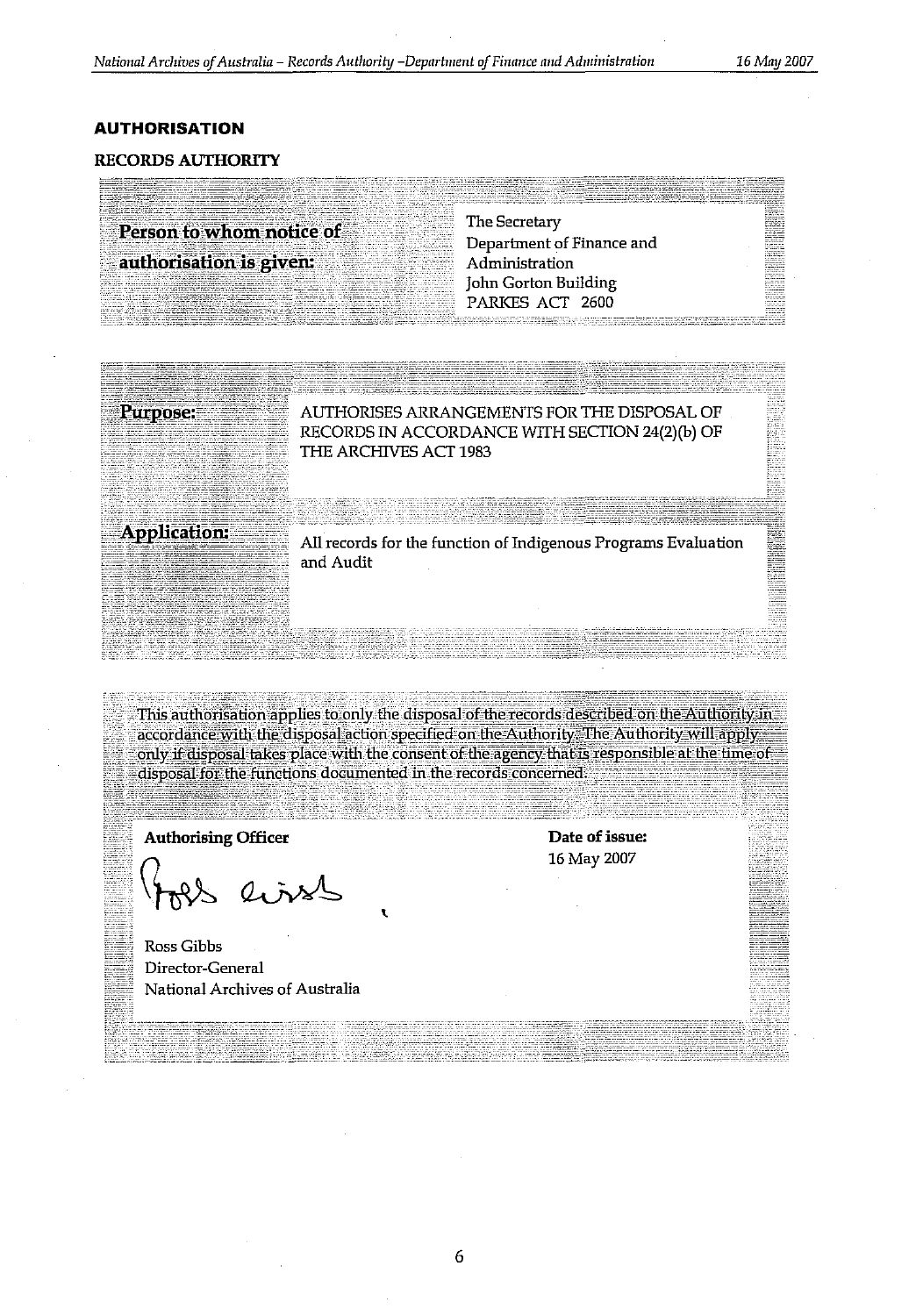## AUTHORISATION

### RECORDS AUTHORITY

| Person to whom notice of authorisation is given: | The Secretary<br>Department of Finance and Administration<br>John Gorton Building<br>PARKES ACT 2600 |
|---|---|

| | |
|---|---|
| **Purpose:** | AUTHORISES ARRANGEMENTS FOR THE DISPOSAL OF RECORDS IN ACCORDANCE WITH SECTION 24(2)(b) OF THE ARCHIVES ACT 1983 |
| **Application:** | All records for the function of Indigenous Programs Evaluation and Audit |

This authorisation applies to only the disposal of the records described on the Authority in accordance with the disposal action specified on the Authority. The Authority will apply only if disposal takes place with the consent of the agency that is responsible at the time of disposal for the functions documented in the records concerned.

**Authorising Officer**

Ross Gibbs
Director-General
National Archives of Australia

**Date of issue:**
16 May 2007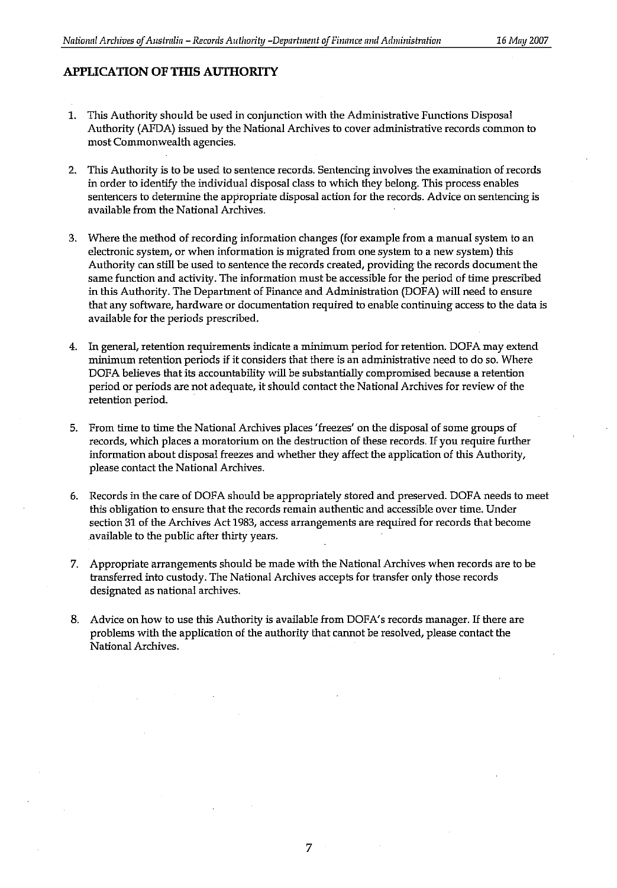## APPLICATION OF THIS AUTHORITY

1. This Authority should be used in conjunction with the Administrative Functions Disposal Authority (AFDA) issued by the National Archives to cover administrative records common to most Commonwealth agencies.

2. This Authority is to be used to sentence records. Sentencing involves the examination of records in order to identify the individual disposal class to which they belong. This process enables sentencers to determine the appropriate disposal action for the records. Advice on sentencing is available from the National Archives.

3. Where the method of recording information changes (for example from a manual system to an electronic system, or when information is migrated from one system to a new system) this Authority can still be used to sentence the records created, providing the records document the same function and activity. The information must be accessible for the period of time prescribed in this Authority. The Department of Finance and Administration (DOFA) will need to ensure that any software, hardware or documentation required to enable continuing access to the data is available for the periods prescribed.

4. In general, retention requirements indicate a minimum period for retention. DOFA may extend minimum retention periods if it considers that there is an administrative need to do so. Where DOFA believes that its accountability will be substantially compromised because a retention period or periods are not adequate, it should contact the National Archives for review of the retention period.

5. From time to time the National Archives places 'freezes' on the disposal of some groups of records, which places a moratorium on the destruction of these records. If you require further information about disposal freezes and whether they affect the application of this Authority, please contact the National Archives.

6. Records in the care of DOFA should be appropriately stored and preserved. DOFA needs to meet this obligation to ensure that the records remain authentic and accessible over time. Under section 31 of the Archives Act 1983, access arrangements are required for records that become available to the public after thirty years.

7. Appropriate arrangements should be made with the National Archives when records are to be transferred into custody. The National Archives accepts for transfer only those records designated as national archives.

8. Advice on how to use this Authority is available from DOFA's records manager. If there are problems with the application of the authority that cannot be resolved, please contact the National Archives.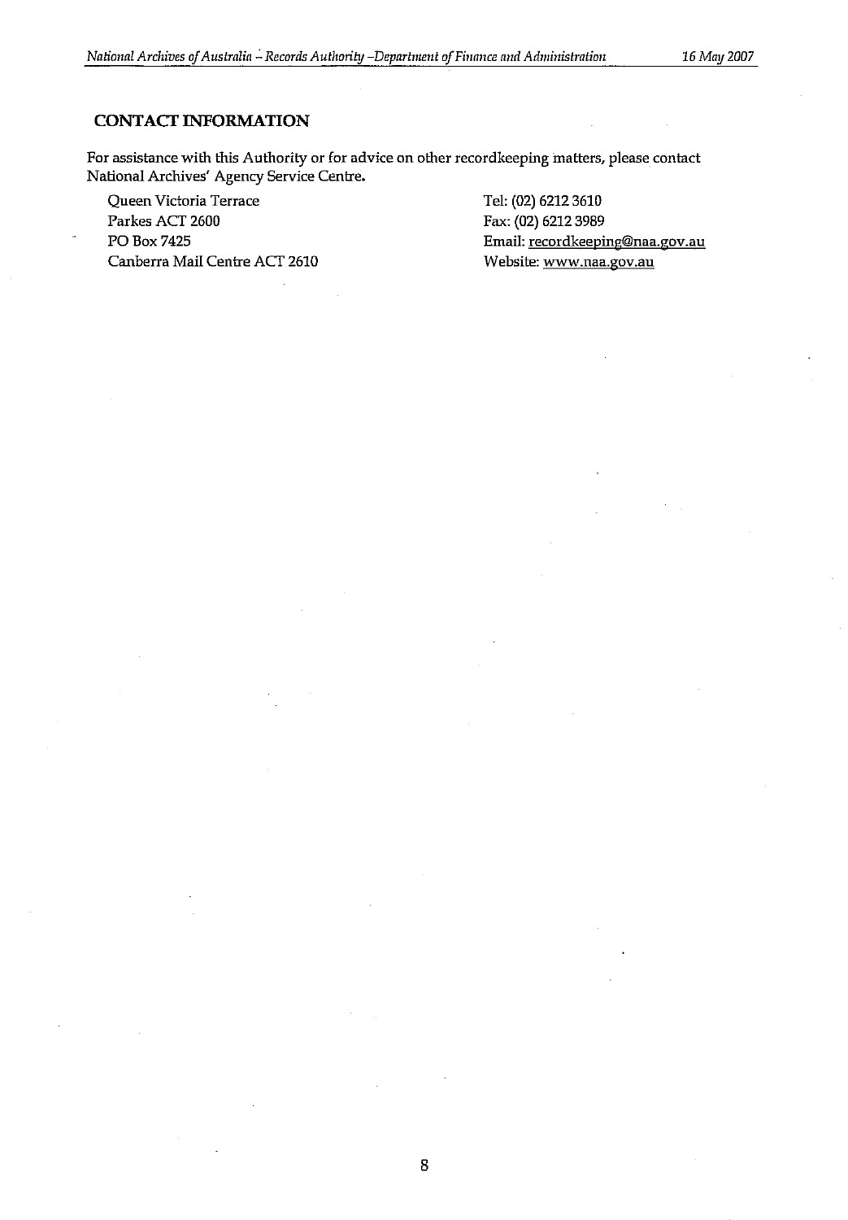## CONTACT INFORMATION

For assistance with this Authority or for advice on other recordkeeping matters, please contact National Archives' Agency Service Centre.

Queen Victoria Terrace
Parkes ACT 2600
PO Box 7425
Canberra Mail Centre ACT 2610

Tel: (02) 6212 3610
Fax: (02) 6212 3989
Email: recordkeeping@naa.gov.au
Website: www.naa.gov.au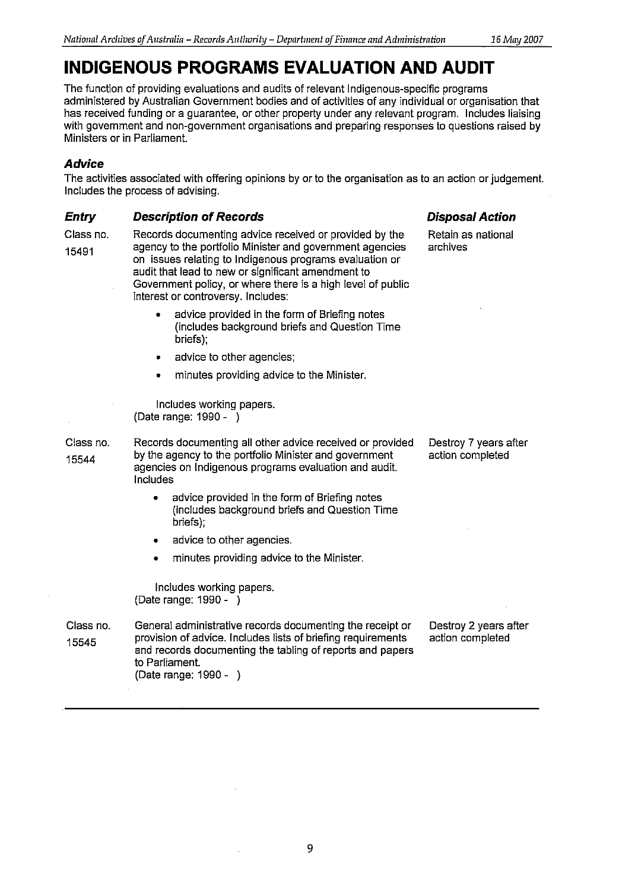# INDIGENOUS PROGRAMS EVALUATION AND AUDIT

The function of providing evaluations and audits of relevant Indigenous-specific programs administered by Australian Government bodies and of activities of any individual or organisation that has received funding or a guarantee, or other property under any relevant program. Includes liaising with government and non-government organisations and preparing responses to questions raised by Ministers or in Parliament.

### *Advice*

The activities associated with offering opinions by or to the organisation as to an action or judgement. Includes the process of advising.

| *Entry* | *Description of Records* | *Disposal Action* |
|---|---|---|
| Class no. 15491 | Records documenting advice received or provided by the agency to the portfolio Minister and government agencies on issues relating to Indigenous programs evaluation or audit that lead to new or significant amendment to Government policy, or where there is a high level of public interest or controversy. Includes:<br>• advice provided in the form of Briefing notes (includes background briefs and Question Time briefs);<br>• advice to other agencies;<br>• minutes providing advice to the Minister.<br><br>Includes working papers.<br>(Date range: 1990 - ) | Retain as national archives |
| Class no. 15544 | Records documenting all other advice received or provided by the agency to the portfolio Minister and government agencies on Indigenous programs evaluation and audit. Includes<br>• advice provided in the form of Briefing notes (includes background briefs and Question Time briefs);<br>• advice to other agencies.<br>• minutes providing advice to the Minister.<br><br>Includes working papers.<br>(Date range: 1990 - ) | Destroy 7 years after action completed |
| Class no. 15545 | General administrative records documenting the receipt or provision of advice. Includes lists of briefing requirements and records documenting the tabling of reports and papers to Parliament.<br>(Date range: 1990 - ) | Destroy 2 years after action completed |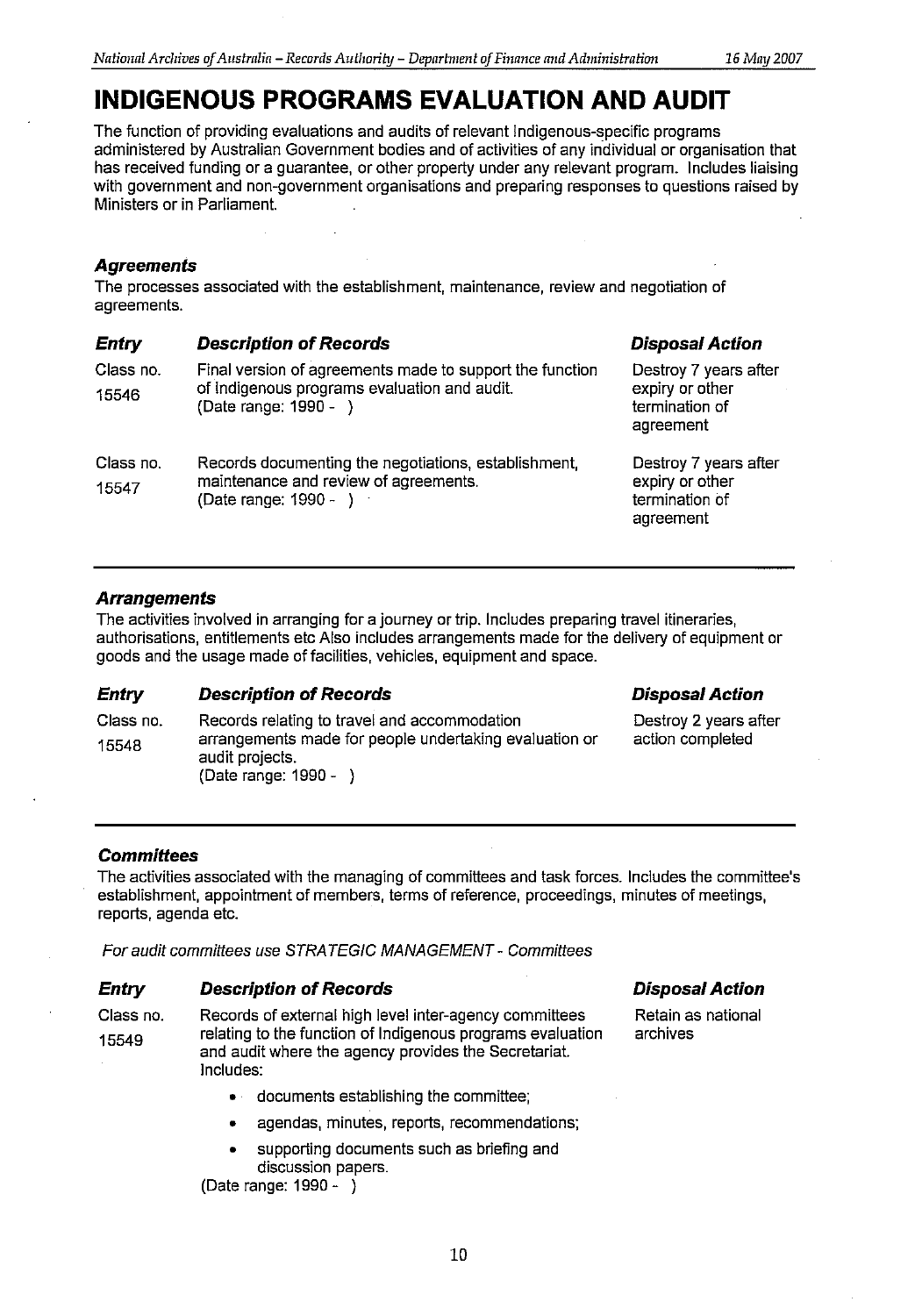# INDIGENOUS PROGRAMS EVALUATION AND AUDIT

The function of providing evaluations and audits of relevant Indigenous-specific programs administered by Australian Government bodies and of activities of any individual or organisation that has received funding or a guarantee, or other property under any relevant program. Includes liaising with government and non-government organisations and preparing responses to questions raised by Ministers or in Parliament.

### *Agreements*

The processes associated with the establishment, maintenance, review and negotiation of agreements.

| *Entry* | *Description of Records* | *Disposal Action* |
|---|---|---|
| Class no. 15546 | Final version of agreements made to support the function of Indigenous programs evaluation and audit. (Date range: 1990 - ) | Destroy 7 years after expiry or other termination of agreement |
| Class no. 15547 | Records documenting the negotiations, establishment, maintenance and review of agreements. (Date range: 1990 - ) | Destroy 7 years after expiry or other termination of agreement |

### *Arrangements*

The activities involved in arranging for a journey or trip. Includes preparing travel itineraries, authorisations, entitlements etc Also includes arrangements made for the delivery of equipment or goods and the usage made of facilities, vehicles, equipment and space.

| *Entry* | *Description of Records* | *Disposal Action* |
|---|---|---|
| Class no. 15548 | Records relating to travel and accommodation arrangements made for people undertaking evaluation or audit projects. (Date range: 1990 - ) | Destroy 2 years after action completed |

### *Committees*

The activities associated with the managing of committees and task forces. Includes the committee's establishment, appointment of members, terms of reference, proceedings, minutes of meetings, reports, agenda etc.

*For audit committees use STRATEGIC MANAGEMENT - Committees*

| *Entry* | *Description of Records* | *Disposal Action* |
|---|---|---|
| Class no. 15549 | Records of external high level inter-agency committees relating to the function of Indigenous programs evaluation and audit where the agency provides the Secretariat. Includes:<br>• documents establishing the committee;<br>• agendas, minutes, reports, recommendations;<br>• supporting documents such as briefing and discussion papers.<br>(Date range: 1990 - ) | Retain as national archives |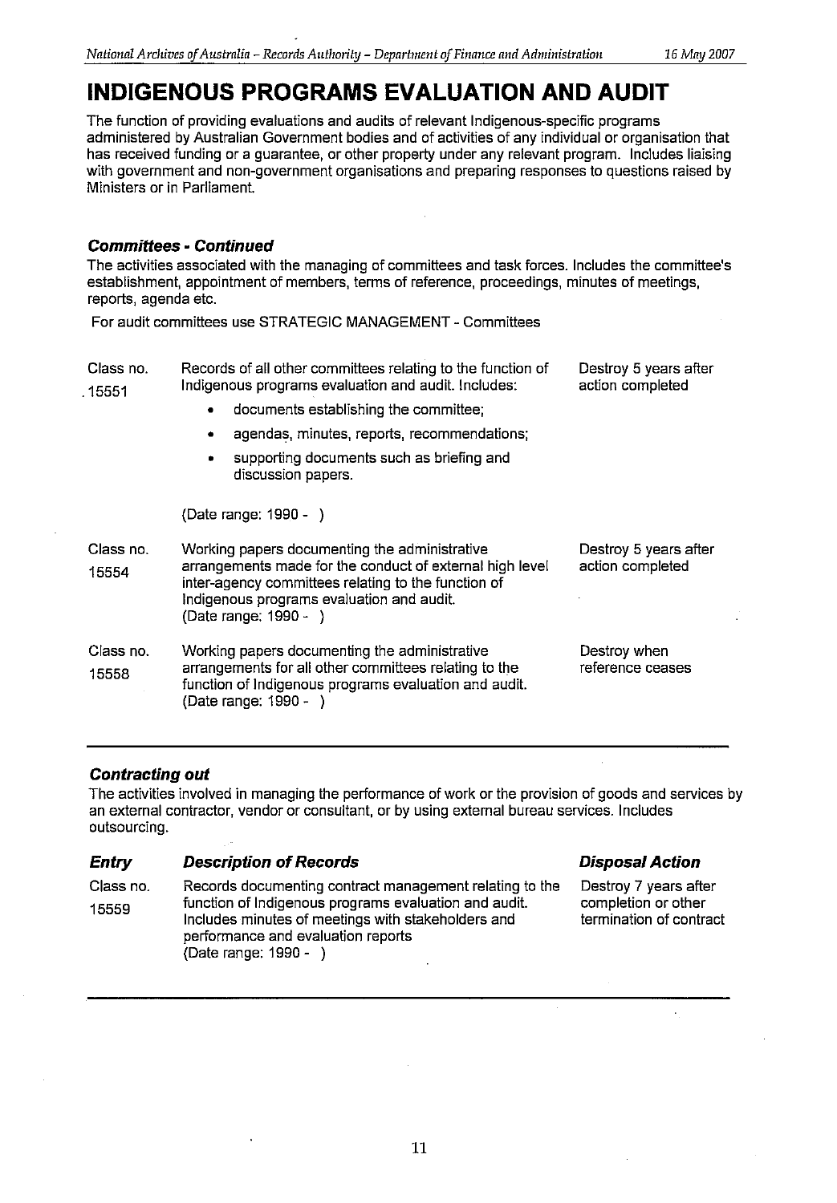# INDIGENOUS PROGRAMS EVALUATION AND AUDIT

The function of providing evaluations and audits of relevant Indigenous-specific programs administered by Australian Government bodies and of activities of any individual or organisation that has received funding or a guarantee, or other property under any relevant program. Includes liaising with government and non-government organisations and preparing responses to questions raised by Ministers or in Parliament.

### *Committees - Continued*

The activities associated with the managing of committees and task forces. Includes the committee's establishment, appointment of members, terms of reference, proceedings, minutes of meetings, reports, agenda etc.

For audit committees use STRATEGIC MANAGEMENT - Committees

| Entry | Description of Records | Disposal Action |
| --- | --- | --- |
| Class no. 15551 | Records of all other committees relating to the function of Indigenous programs evaluation and audit. Includes:<br>• documents establishing the committee;<br>• agendas, minutes, reports, recommendations;<br>• supporting documents such as briefing and discussion papers.<br><br>(Date range: 1990 - ) | Destroy 5 years after action completed |
| Class no. 15554 | Working papers documenting the administrative arrangements made for the conduct of external high level inter-agency committees relating to the function of Indigenous programs evaluation and audit.<br>(Date range: 1990 - ) | Destroy 5 years after action completed |
| Class no. 15558 | Working papers documenting the administrative arrangements for all other committees relating to the function of Indigenous programs evaluation and audit.<br>(Date range: 1990 - ) | Destroy when reference ceases |

### *Contracting out*

The activities involved in managing the performance of work or the provision of goods and services by an external contractor, vendor or consultant, or by using external bureau services. Includes outsourcing.

| *Entry* | *Description of Records* | *Disposal Action* |
| --- | --- | --- |
| Class no. 15559 | Records documenting contract management relating to the function of Indigenous programs evaluation and audit. Includes minutes of meetings with stakeholders and performance and evaluation reports<br>(Date range: 1990 - ) | Destroy 7 years after completion or other termination of contract |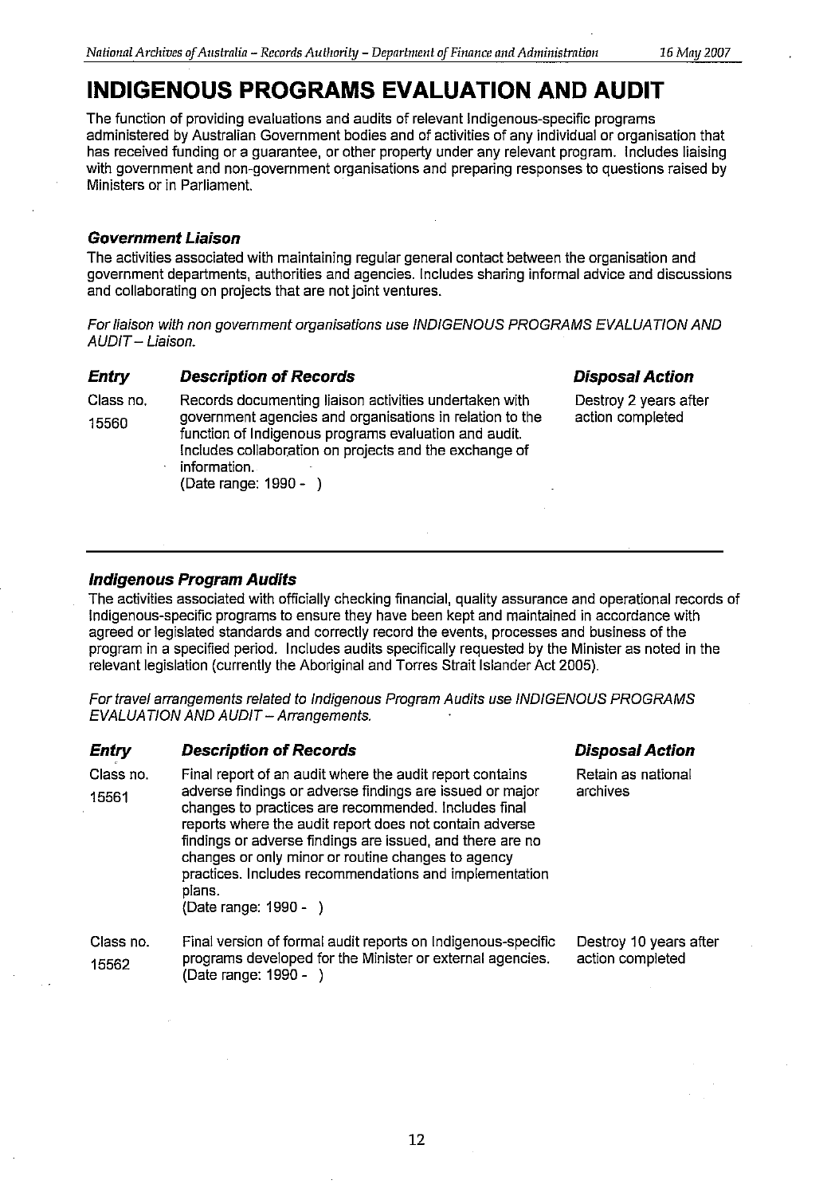# INDIGENOUS PROGRAMS EVALUATION AND AUDIT

The function of providing evaluations and audits of relevant Indigenous-specific programs administered by Australian Government bodies and of activities of any individual or organisation that has received funding or a guarantee, or other property under any relevant program. Includes liaising with government and non-government organisations and preparing responses to questions raised by Ministers or in Parliament.

### *Government Liaison*

The activities associated with maintaining regular general contact between the organisation and government departments, authorities and agencies. Includes sharing informal advice and discussions and collaborating on projects that are not joint ventures.

*For liaison with non government organisations use INDIGENOUS PROGRAMS EVALUATION AND AUDIT – Liaison.*

| ***Entry*** | ***Description of Records*** | ***Disposal Action*** |
|---|---|---|
| Class no. 15560 | Records documenting liaison activities undertaken with government agencies and organisations in relation to the function of Indigenous programs evaluation and audit. Includes collaboration on projects and the exchange of information. (Date range: 1990 - ) | Destroy 2 years after action completed |

---

### *Indigenous Program Audits*

The activities associated with officially checking financial, quality assurance and operational records of Indigenous-specific programs to ensure they have been kept and maintained in accordance with agreed or legislated standards and correctly record the events, processes and business of the program in a specified period. Includes audits specifically requested by the Minister as noted in the relevant legislation (currently the Aboriginal and Torres Strait Islander Act 2005).

*For travel arrangements related to Indigenous Program Audits use INDIGENOUS PROGRAMS EVALUATION AND AUDIT – Arrangements.*

| ***Entry*** | ***Description of Records*** | ***Disposal Action*** |
|---|---|---|
| Class no. 15561 | Final report of an audit where the audit report contains adverse findings or adverse findings are issued or major changes to practices are recommended. Includes final reports where the audit report does not contain adverse findings or adverse findings are issued, and there are no changes or only minor or routine changes to agency practices. Includes recommendations and implementation plans. (Date range: 1990 - ) | Retain as national archives |
| Class no. 15562 | Final version of formal audit reports on Indigenous-specific programs developed for the Minister or external agencies. (Date range: 1990 - ) | Destroy 10 years after action completed |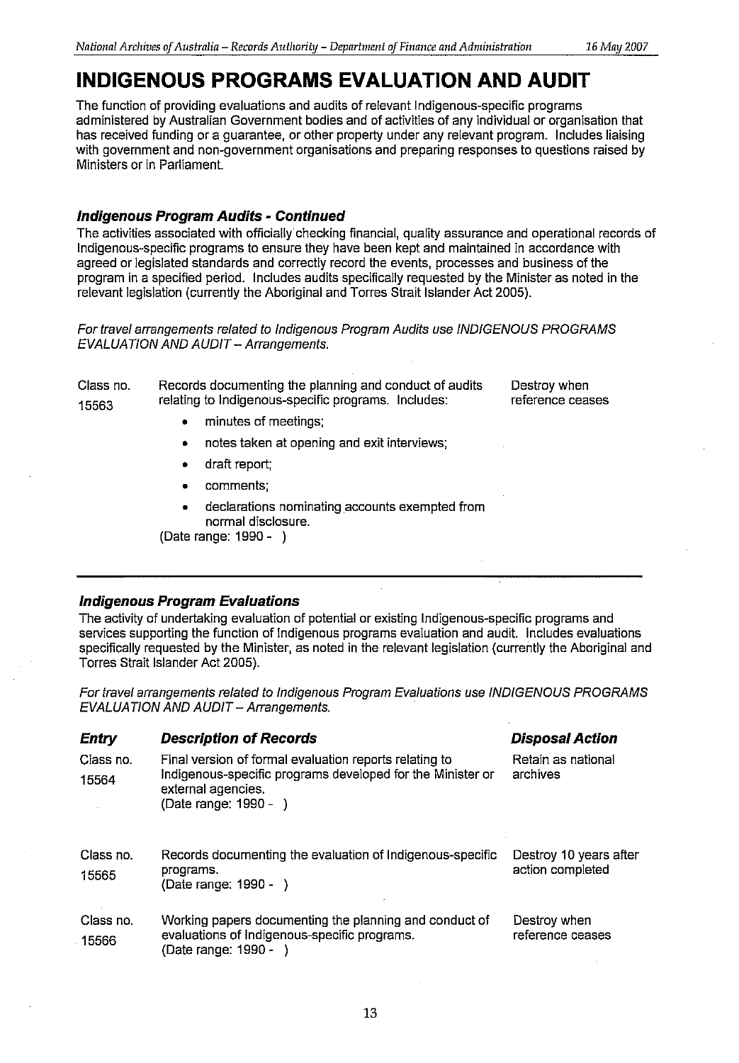# INDIGENOUS PROGRAMS EVALUATION AND AUDIT

The function of providing evaluations and audits of relevant Indigenous-specific programs administered by Australian Government bodies and of activities of any individual or organisation that has received funding or a guarantee, or other property under any relevant program. Includes liaising with government and non-government organisations and preparing responses to questions raised by Ministers or in Parliament.

### *Indigenous Program Audits - Continued*

The activities associated with officially checking financial, quality assurance and operational records of Indigenous-specific programs to ensure they have been kept and maintained in accordance with agreed or legislated standards and correctly record the events, processes and business of the program in a specified period. Includes audits specifically requested by the Minister as noted in the relevant legislation (currently the Aboriginal and Torres Strait Islander Act 2005).

*For travel arrangements related to Indigenous Program Audits use INDIGENOUS PROGRAMS EVALUATION AND AUDIT – Arrangements.*

| Entry | Description of Records | Disposal Action |
|---|---|---|
| Class no. 15563 | Records documenting the planning and conduct of audits relating to Indigenous-specific programs. Includes:<br>• minutes of meetings;<br>• notes taken at opening and exit interviews;<br>• draft report;<br>• comments;<br>• declarations nominating accounts exempted from normal disclosure.<br>(Date range: 1990 - ) | Destroy when reference ceases |

### *Indigenous Program Evaluations*

The activity of undertaking evaluation of potential or existing Indigenous-specific programs and services supporting the function of Indigenous programs evaluation and audit. Includes evaluations specifically requested by the Minister, as noted in the relevant legislation (currently the Aboriginal and Torres Strait Islander Act 2005).

*For travel arrangements related to Indigenous Program Evaluations use INDIGENOUS PROGRAMS EVALUATION AND AUDIT – Arrangements.*

| *Entry* | *Description of Records* | *Disposal Action* |
|---|---|---|
| Class no. 15564 | Final version of formal evaluation reports relating to Indigenous-specific programs developed for the Minister or external agencies.<br>(Date range: 1990 - ) | Retain as national archives |
| Class no. 15565 | Records documenting the evaluation of Indigenous-specific programs.<br>(Date range: 1990 - ) | Destroy 10 years after action completed |
| Class no. 15566 | Working papers documenting the planning and conduct of evaluations of Indigenous-specific programs.<br>(Date range: 1990 - ) | Destroy when reference ceases |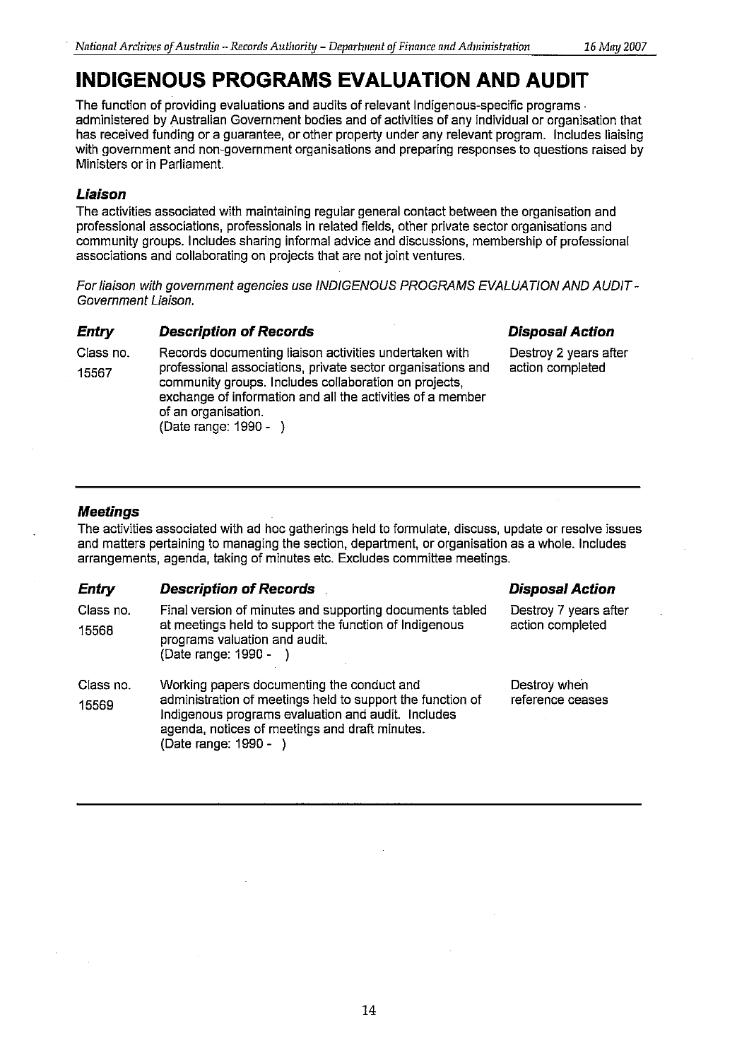# INDIGENOUS PROGRAMS EVALUATION AND AUDIT

The function of providing evaluations and audits of relevant Indigenous-specific programs administered by Australian Government bodies and of activities of any individual or organisation that has received funding or a guarantee, or other property under any relevant program. Includes liaising with government and non-government organisations and preparing responses to questions raised by Ministers or in Parliament.

### *Liaison*

The activities associated with maintaining regular general contact between the organisation and professional associations, professionals in related fields, other private sector organisations and community groups. Includes sharing informal advice and discussions, membership of professional associations and collaborating on projects that are not joint ventures.

*For liaison with government agencies use INDIGENOUS PROGRAMS EVALUATION AND AUDIT - Government Liaison.*

| *Entry* | *Description of Records* | *Disposal Action* |
|---|---|---|
| Class no. 15567 | Records documenting liaison activities undertaken with professional associations, private sector organisations and community groups. Includes collaboration on projects, exchange of information and all the activities of a member of an organisation. (Date range: 1990 - ) | Destroy 2 years after action completed |

### *Meetings*

The activities associated with ad hoc gatherings held to formulate, discuss, update or resolve issues and matters pertaining to managing the section, department, or organisation as a whole. Includes arrangements, agenda, taking of minutes etc. Excludes committee meetings.

| *Entry* | *Description of Records* | *Disposal Action* |
|---|---|---|
| Class no. 15568 | Final version of minutes and supporting documents tabled at meetings held to support the function of Indigenous programs valuation and audit. (Date range: 1990 - ) | Destroy 7 years after action completed |
| Class no. 15569 | Working papers documenting the conduct and administration of meetings held to support the function of Indigenous programs evaluation and audit. Includes agenda, notices of meetings and draft minutes. (Date range: 1990 - ) | Destroy when reference ceases |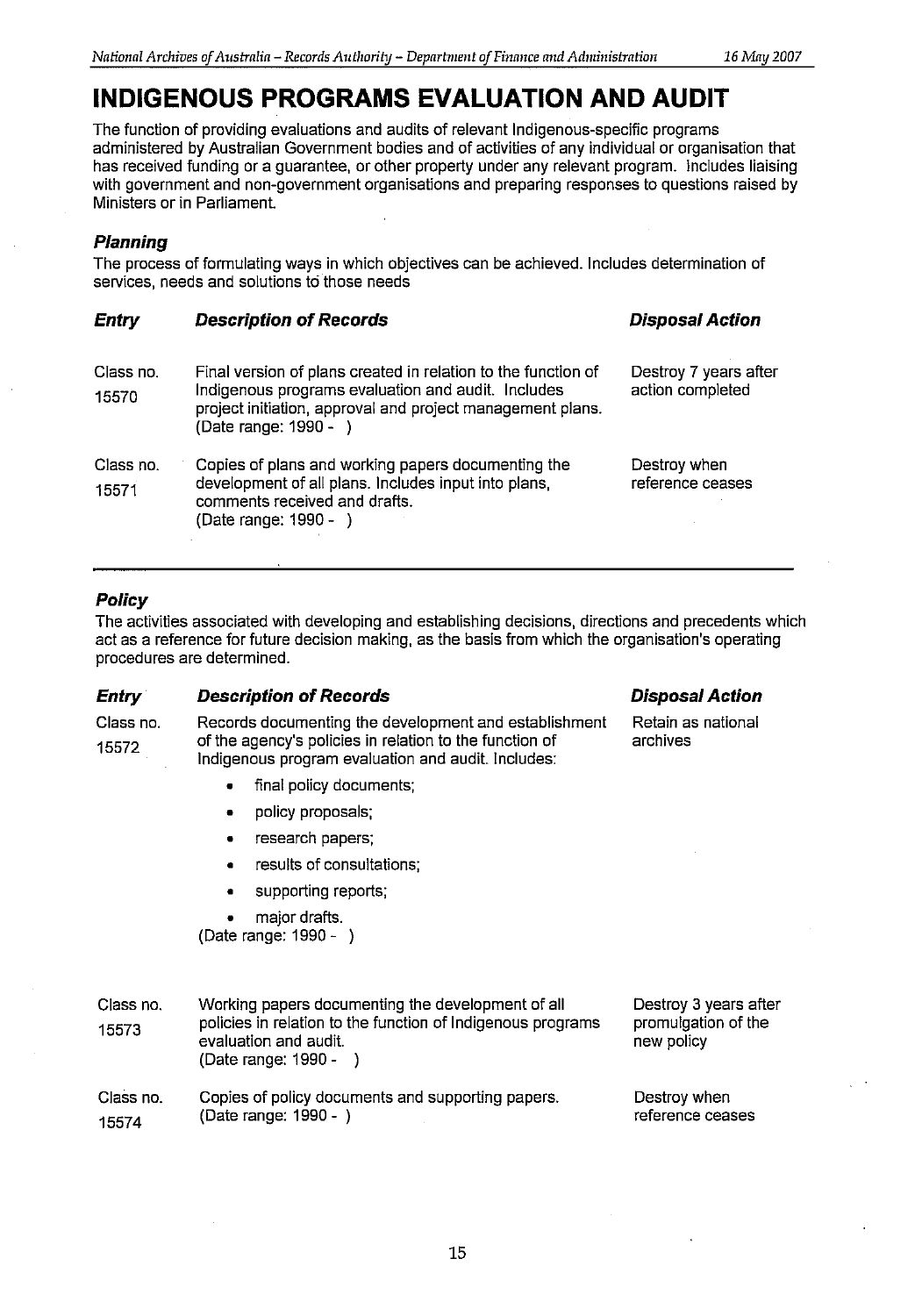# INDIGENOUS PROGRAMS EVALUATION AND AUDIT

The function of providing evaluations and audits of relevant Indigenous-specific programs administered by Australian Government bodies and of activities of any individual or organisation that has received funding or a guarantee, or other property under any relevant program. Includes liaising with government and non-government organisations and preparing responses to questions raised by Ministers or in Parliament.

### *Planning*

The process of formulating ways in which objectives can be achieved. Includes determination of services, needs and solutions to those needs

| *Entry* | *Description of Records* | *Disposal Action* |
|---|---|---|
| Class no. 15570 | Final version of plans created in relation to the function of Indigenous programs evaluation and audit. Includes project initiation, approval and project management plans. (Date range: 1990 - ) | Destroy 7 years after action completed |
| Class no. 15571 | Copies of plans and working papers documenting the development of all plans. Includes input into plans, comments received and drafts. (Date range: 1990 - ) | Destroy when reference ceases |

### *Policy*

The activities associated with developing and establishing decisions, directions and precedents which act as a reference for future decision making, as the basis from which the organisation's operating procedures are determined.

| *Entry* | *Description of Records* | *Disposal Action* |
|---|---|---|
| Class no. 15572 | Records documenting the development and establishment of the agency's policies in relation to the function of Indigenous program evaluation and audit. Includes: <br>• final policy documents; <br>• policy proposals; <br>• research papers; <br>• results of consultations; <br>• supporting reports; <br>• major drafts. <br>(Date range: 1990 - ) | Retain as national archives |
| Class no. 15573 | Working papers documenting the development of all policies in relation to the function of Indigenous programs evaluation and audit. (Date range: 1990 - ) | Destroy 3 years after promulgation of the new policy |
| Class no. 15574 | Copies of policy documents and supporting papers. (Date range: 1990 - ) | Destroy when reference ceases |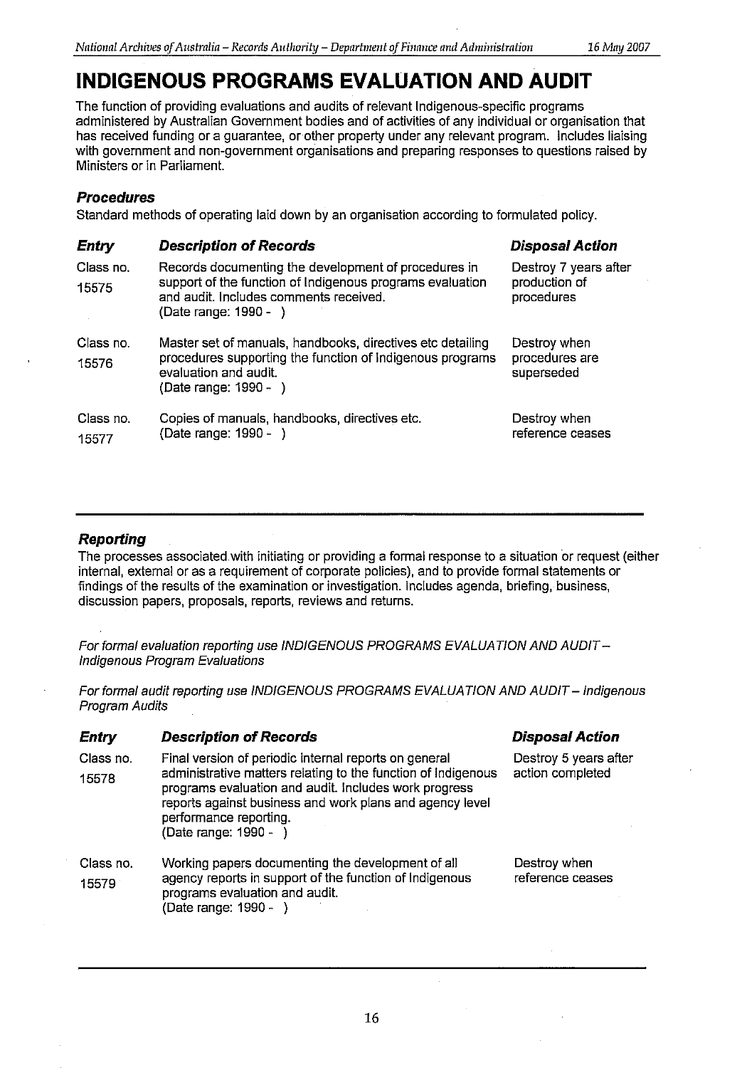# INDIGENOUS PROGRAMS EVALUATION AND AUDIT

The function of providing evaluations and audits of relevant Indigenous-specific programs administered by Australian Government bodies and of activities of any individual or organisation that has received funding or a guarantee, or other property under any relevant program. Includes liaising with government and non-government organisations and preparing responses to questions raised by Ministers or in Parliament.

### *Procedures*

Standard methods of operating laid down by an organisation according to formulated policy.

| *Entry* | *Description of Records* | *Disposal Action* |
|---|---|---|
| Class no. 15575 | Records documenting the development of procedures in support of the function of Indigenous programs evaluation and audit. Includes comments received. (Date range: 1990 - ) | Destroy 7 years after production of procedures |
| Class no. 15576 | Master set of manuals, handbooks, directives etc detailing procedures supporting the function of Indigenous programs evaluation and audit. (Date range: 1990 - ) | Destroy when procedures are superseded |
| Class no. 15577 | Copies of manuals, handbooks, directives etc. (Date range: 1990 - ) | Destroy when reference ceases |

### *Reporting*

The processes associated with initiating or providing a formal response to a situation or request (either internal, external or as a requirement of corporate policies), and to provide formal statements or findings of the results of the examination or investigation. Includes agenda, briefing, business, discussion papers, proposals, reports, reviews and returns.

*For formal evaluation reporting use INDIGENOUS PROGRAMS EVALUATION AND AUDIT – Indigenous Program Evaluations*

*For formal audit reporting use INDIGENOUS PROGRAMS EVALUATION AND AUDIT – Indigenous Program Audits*

| *Entry* | *Description of Records* | *Disposal Action* |
|---|---|---|
| Class no. 15578 | Final version of periodic internal reports on general administrative matters relating to the function of Indigenous programs evaluation and audit. Includes work progress reports against business and work plans and agency level performance reporting. (Date range: 1990 - ) | Destroy 5 years after action completed |
| Class no. 15579 | Working papers documenting the development of all agency reports in support of the function of Indigenous programs evaluation and audit. (Date range: 1990 - ) | Destroy when reference ceases |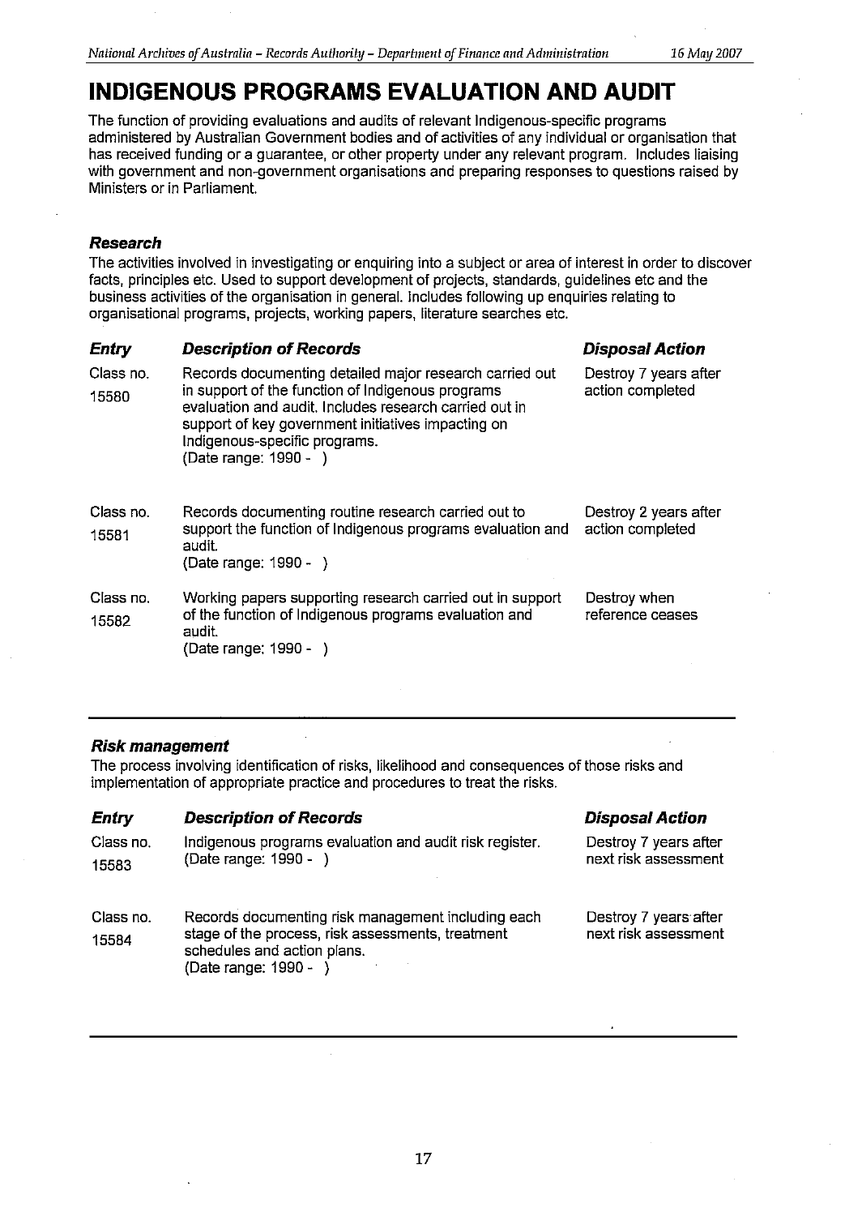# INDIGENOUS PROGRAMS EVALUATION AND AUDIT

The function of providing evaluations and audits of relevant Indigenous-specific programs administered by Australian Government bodies and of activities of any individual or organisation that has received funding or a guarantee, or other property under any relevant program. Includes liaising with government and non-government organisations and preparing responses to questions raised by Ministers or in Parliament.

### *Research*

The activities involved in investigating or enquiring into a subject or area of interest in order to discover facts, principles etc. Used to support development of projects, standards, guidelines etc and the business activities of the organisation in general. Includes following up enquiries relating to organisational programs, projects, working papers, literature searches etc.

| ***Entry*** | ***Description of Records*** | ***Disposal Action*** |
|---|---|---|
| Class no. 15580 | Records documenting detailed major research carried out in support of the function of Indigenous programs evaluation and audit. Includes research carried out in support of key government initiatives impacting on Indigenous-specific programs. (Date range: 1990 - ) | Destroy 7 years after action completed |
| Class no. 15581 | Records documenting routine research carried out to support the function of Indigenous programs evaluation and audit. (Date range: 1990 - ) | Destroy 2 years after action completed |
| Class no. 15582 | Working papers supporting research carried out in support of the function of Indigenous programs evaluation and audit. (Date range: 1990 - ) | Destroy when reference ceases |

### *Risk management*

The process involving identification of risks, likelihood and consequences of those risks and implementation of appropriate practice and procedures to treat the risks.

| ***Entry*** | ***Description of Records*** | ***Disposal Action*** |
|---|---|---|
| Class no. 15583 | Indigenous programs evaluation and audit risk register. (Date range: 1990 - ) | Destroy 7 years after next risk assessment |
| Class no. 15584 | Records documenting risk management including each stage of the process, risk assessments, treatment schedules and action plans. (Date range: 1990 - ) | Destroy 7 years after next risk assessment |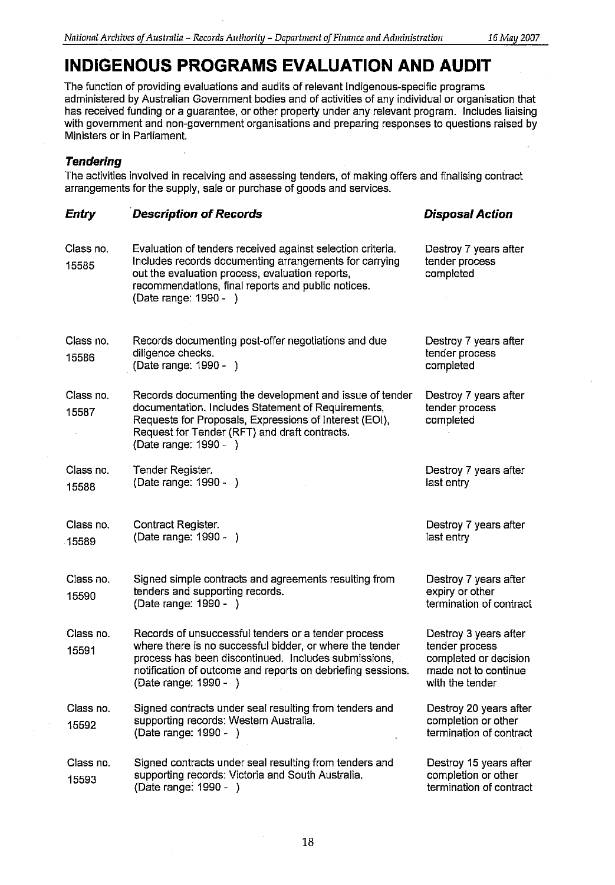# INDIGENOUS PROGRAMS EVALUATION AND AUDIT

The function of providing evaluations and audits of relevant Indigenous-specific programs administered by Australian Government bodies and of activities of any individual or organisation that has received funding or a guarantee, or other property under any relevant program. Includes liaising with government and non-government organisations and preparing responses to questions raised by Ministers or in Parliament.

### *Tendering*

The activities involved in receiving and assessing tenders, of making offers and finalising contract arrangements for the supply, sale or purchase of goods and services.

| *Entry* | *Description of Records* | *Disposal Action* |
|---|---|---|
| Class no. 15585 | Evaluation of tenders received against selection criteria. Includes records documenting arrangements for carrying out the evaluation process, evaluation reports, recommendations, final reports and public notices. (Date range: 1990 - ) | Destroy 7 years after tender process completed |
| Class no. 15586 | Records documenting post-offer negotiations and due diligence checks. (Date range: 1990 - ) | Destroy 7 years after tender process completed |
| Class no. 15587 | Records documenting the development and issue of tender documentation. Includes Statement of Requirements, Requests for Proposals, Expressions of Interest (EOI), Request for Tender (RFT) and draft contracts. (Date range: 1990 - ) | Destroy 7 years after tender process completed |
| Class no. 15588 | Tender Register. (Date range: 1990 - ) | Destroy 7 years after last entry |
| Class no. 15589 | Contract Register. (Date range: 1990 - ) | Destroy 7 years after last entry |
| Class no. 15590 | Signed simple contracts and agreements resulting from tenders and supporting records. (Date range: 1990 - ) | Destroy 7 years after expiry or other termination of contract |
| Class no. 15591 | Records of unsuccessful tenders or a tender process where there is no successful bidder, or where the tender process has been discontinued. Includes submissions, notification of outcome and reports on debriefing sessions. (Date range: 1990 - ) | Destroy 3 years after tender process completed or decision made not to continue with the tender |
| Class no. 15592 | Signed contracts under seal resulting from tenders and supporting records: Western Australia. (Date range: 1990 - ) | Destroy 20 years after completion or other termination of contract |
| Class no. 15593 | Signed contracts under seal resulting from tenders and supporting records: Victoria and South Australia. (Date range: 1990 - ) | Destroy 15 years after completion or other termination of contract |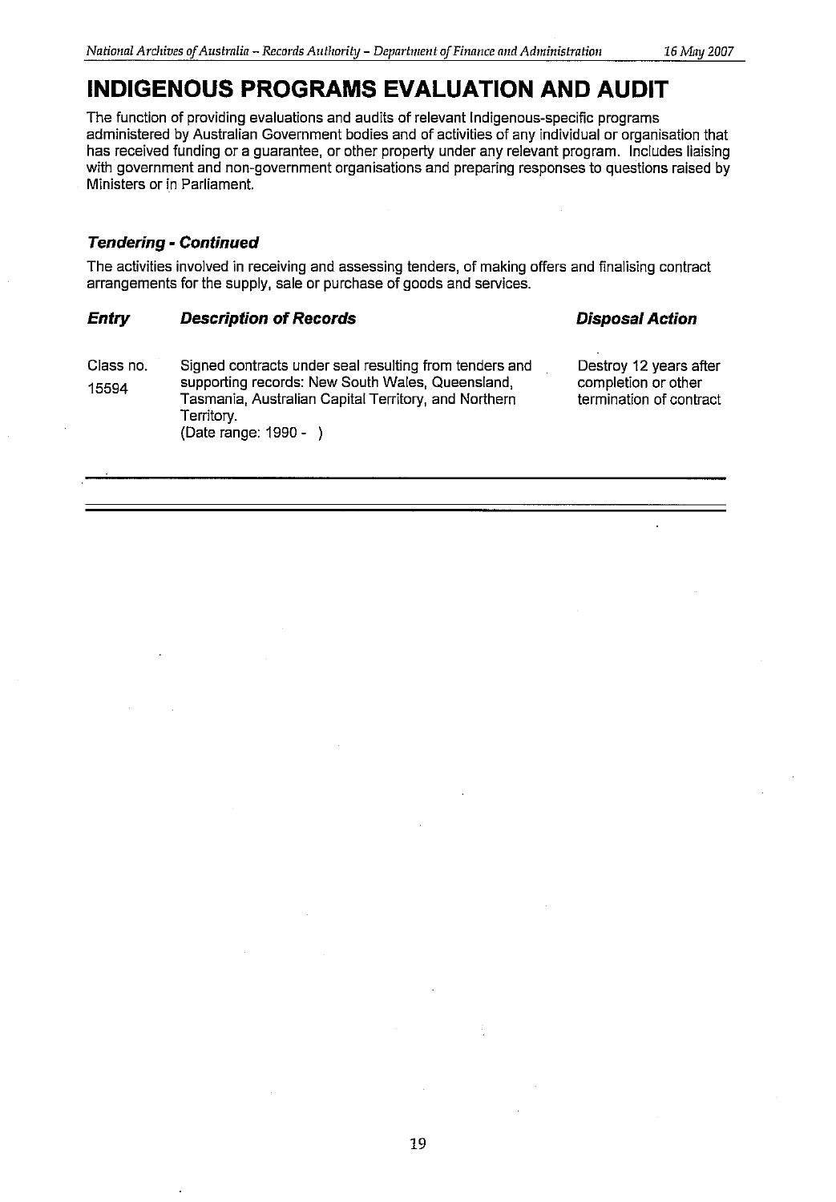# INDIGENOUS PROGRAMS EVALUATION AND AUDIT

The function of providing evaluations and audits of relevant Indigenous-specific programs administered by Australian Government bodies and of activities of any individual or organisation that has received funding or a guarantee, or other property under any relevant program. Includes liaising with government and non-government organisations and preparing responses to questions raised by Ministers or in Parliament.

### *Tendering - Continued*

The activities involved in receiving and assessing tenders, of making offers and finalising contract arrangements for the supply, sale or purchase of goods and services.

| *Entry* | *Description of Records* | *Disposal Action* |
|---|---|---|
| Class no. 15594 | Signed contracts under seal resulting from tenders and supporting records: New South Wales, Queensland, Tasmania, Australian Capital Territory, and Northern Territory. (Date range: 1990 - ) | Destroy 12 years after completion or other termination of contract |